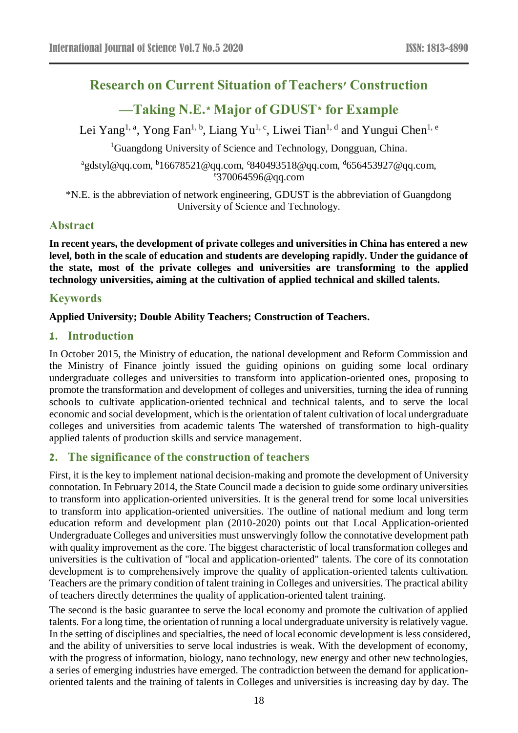# Research on Current Situation of Teachers′ Construction

# —Taking N.E.* Major of GDUST* for Example

Lei Yang[1, a], Yong Fan[1, b], Liang Yu[1, c], Liwei Tian[1, d] and Yungui Chen[1, e]

[1]Guangdong University of Science and Technology, Dongguan, China.

[a]gdstyl@qq.com, [b]16678521@qq.com, [c]840493518@qq.com, [d]656453927@qq.com, [e]370064596@qq.com

*N.E. is the abbreviation of network engineering, GDUST is the abbreviation of Guangdong University of Science and Technology.

## Abstract

**In recent years, the development of private colleges and universities in China has entered a new level, both in the scale of education and students are developing rapidly. Under the guidance of the state, most of the private colleges and universities are transforming to the applied technology universities, aiming at the cultivation of applied technical and skilled talents.**

## Keywords

**Applied University; Double Ability Teachers; Construction of Teachers.**

## 1. Introduction

In October 2015, the Ministry of education, the national development and Reform Commission and the Ministry of Finance jointly issued the guiding opinions on guiding some local ordinary undergraduate colleges and universities to transform into application-oriented ones, proposing to promote the transformation and development of colleges and universities, turning the idea of running schools to cultivate application-oriented technical and technical talents, and to serve the local economic and social development, which is the orientation of talent cultivation of local undergraduate colleges and universities from academic talents The watershed of transformation to high-quality applied talents of production skills and service management.

## 2. The significance of the construction of teachers

First, it is the key to implement national decision-making and promote the development of University connotation. In February 2014, the State Council made a decision to guide some ordinary universities to transform into application-oriented universities. It is the general trend for some local universities to transform into application-oriented universities. The outline of national medium and long term education reform and development plan (2010-2020) points out that Local Application-oriented Undergraduate Colleges and universities must unswervingly follow the connotative development path with quality improvement as the core. The biggest characteristic of local transformation colleges and universities is the cultivation of "local and application-oriented" talents. The core of its connotation development is to comprehensively improve the quality of application-oriented talents cultivation. Teachers are the primary condition of talent training in Colleges and universities. The practical ability of teachers directly determines the quality of application-oriented talent training.

The second is the basic guarantee to serve the local economy and promote the cultivation of applied talents. For a long time, the orientation of running a local undergraduate university is relatively vague. In the setting of disciplines and specialties, the need of local economic development is less considered, and the ability of universities to serve local industries is weak. With the development of economy, with the progress of information, biology, nano technology, new energy and other new technologies, a series of emerging industries have emerged. The contradiction between the demand for application-oriented talents and the training of talents in Colleges and universities is increasing day by day. The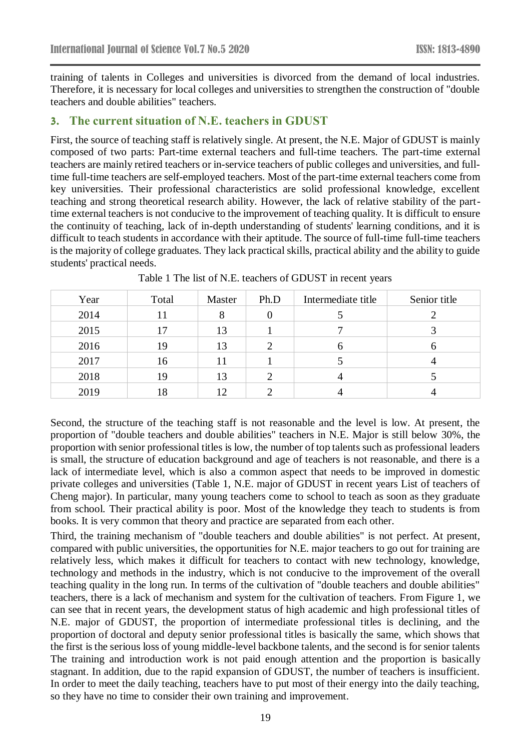training of talents in Colleges and universities is divorced from the demand of local industries. Therefore, it is necessary for local colleges and universities to strengthen the construction of "double teachers and double abilities" teachers.

## 3. The current situation of N.E. teachers in GDUST

First, the source of teaching staff is relatively single. At present, the N.E. Major of GDUST is mainly composed of two parts: Part-time external teachers and full-time teachers. The part-time external teachers are mainly retired teachers or in-service teachers of public colleges and universities, and full-time full-time teachers are self-employed teachers. Most of the part-time external teachers come from key universities. Their professional characteristics are solid professional knowledge, excellent teaching and strong theoretical research ability. However, the lack of relative stability of the part-time external teachers is not conducive to the improvement of teaching quality. It is difficult to ensure the continuity of teaching, lack of in-depth understanding of students' learning conditions, and it is difficult to teach students in accordance with their aptitude. The source of full-time full-time teachers is the majority of college graduates. They lack practical skills, practical ability and the ability to guide students' practical needs.

Table 1 The list of N.E. teachers of GDUST in recent years

| Year | Total | Master | Ph.D | Intermediate title | Senior title |
|---|---|---|---|---|---|
| 2014 | 11 | 8 | 0 | 5 | 2 |
| 2015 | 17 | 13 | 1 | 7 | 3 |
| 2016 | 19 | 13 | 2 | 6 | 6 |
| 2017 | 16 | 11 | 1 | 5 | 4 |
| 2018 | 19 | 13 | 2 | 4 | 5 |
| 2019 | 18 | 12 | 2 | 4 | 4 |

Second, the structure of the teaching staff is not reasonable and the level is low. At present, the proportion of "double teachers and double abilities" teachers in N.E. Major is still below 30%, the proportion with senior professional titles is low, the number of top talents such as professional leaders is small, the structure of education background and age of teachers is not reasonable, and there is a lack of intermediate level, which is also a common aspect that needs to be improved in domestic private colleges and universities (Table 1, N.E. major of GDUST in recent years List of teachers of Cheng major). In particular, many young teachers come to school to teach as soon as they graduate from school. Their practical ability is poor. Most of the knowledge they teach to students is from books. It is very common that theory and practice are separated from each other.

Third, the training mechanism of "double teachers and double abilities" is not perfect. At present, compared with public universities, the opportunities for N.E. major teachers to go out for training are relatively less, which makes it difficult for teachers to contact with new technology, knowledge, technology and methods in the industry, which is not conducive to the improvement of the overall teaching quality in the long run. In terms of the cultivation of "double teachers and double abilities" teachers, there is a lack of mechanism and system for the cultivation of teachers. From Figure 1, we can see that in recent years, the development status of high academic and high professional titles of N.E. major of GDUST, the proportion of intermediate professional titles is declining, and the proportion of doctoral and deputy senior professional titles is basically the same, which shows that the first is the serious loss of young middle-level backbone talents, and the second is for senior talents The training and introduction work is not paid enough attention and the proportion is basically stagnant. In addition, due to the rapid expansion of GDUST, the number of teachers is insufficient. In order to meet the daily teaching, teachers have to put most of their energy into the daily teaching, so they have no time to consider their own training and improvement.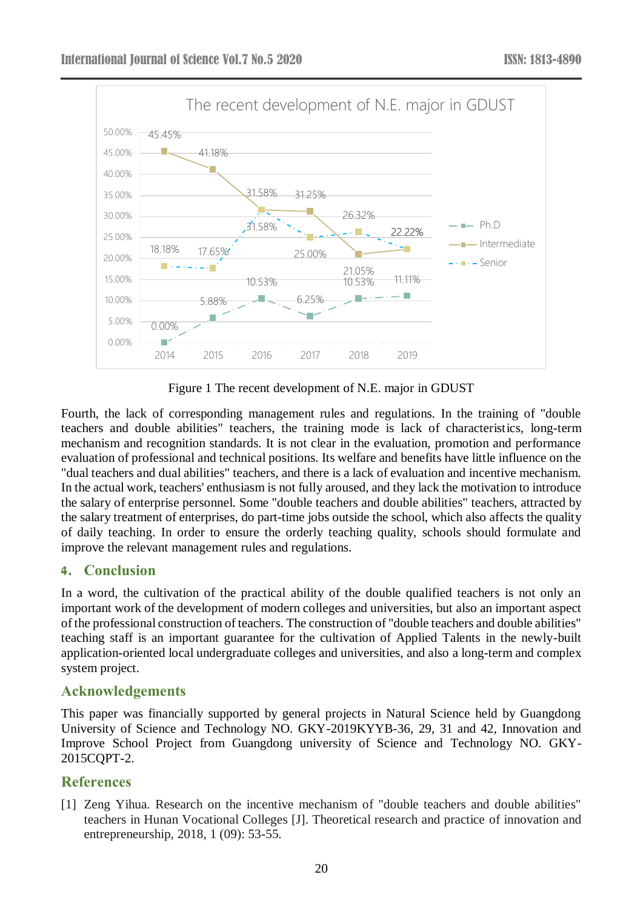Figure 1 The recent development of N.E. major in GDUST

Fourth, the lack of corresponding management rules and regulations. In the training of "double teachers and double abilities" teachers, the training mode is lack of characteristics, long-term mechanism and recognition standards. It is not clear in the evaluation, promotion and performance evaluation of professional and technical positions. Its welfare and benefits have little influence on the "dual teachers and dual abilities" teachers, and there is a lack of evaluation and incentive mechanism. In the actual work, teachers' enthusiasm is not fully aroused, and they lack the motivation to introduce the salary of enterprise personnel. Some "double teachers and double abilities" teachers, attracted by the salary treatment of enterprises, do part-time jobs outside the school, which also affects the quality of daily teaching. In order to ensure the orderly teaching quality, schools should formulate and improve the relevant management rules and regulations.

## 4. Conclusion

In a word, the cultivation of the practical ability of the double qualified teachers is not only an important work of the development of modern colleges and universities, but also an important aspect of the professional construction of teachers. The construction of "double teachers and double abilities" teaching staff is an important guarantee for the cultivation of Applied Talents in the newly-built application-oriented local undergraduate colleges and universities, and also a long-term and complex system project.

## Acknowledgements

This paper was financially supported by general projects in Natural Science held by Guangdong University of Science and Technology NO. GKY-2019KYYB-36, 29, 31 and 42, Innovation and Improve School Project from Guangdong university of Science and Technology NO. GKY-2015CQPT-2.

## References

[1] Zeng Yihua. Research on the incentive mechanism of "double teachers and double abilities" teachers in Hunan Vocational Colleges [J]. Theoretical research and practice of innovation and entrepreneurship, 2018, 1 (09): 53-55.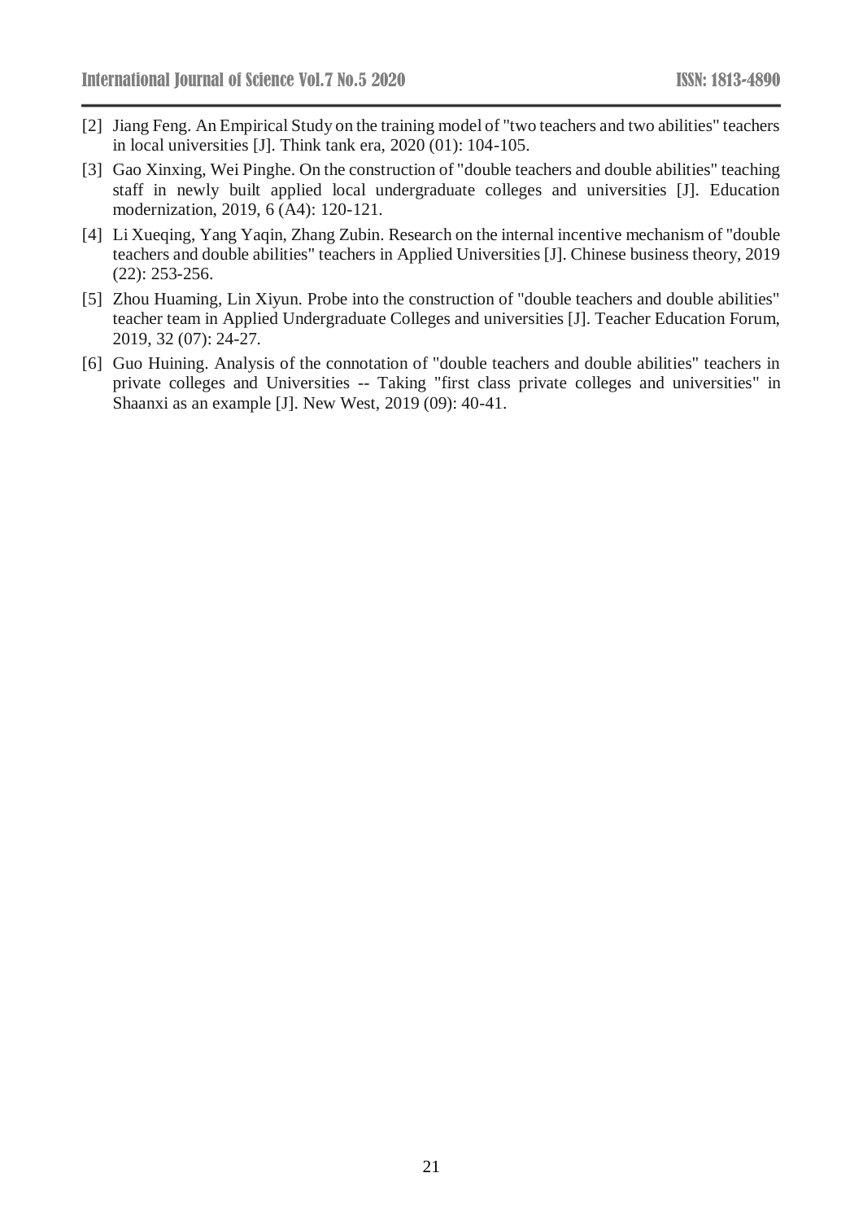[2] Jiang Feng. An Empirical Study on the training model of "two teachers and two abilities" teachers in local universities [J]. Think tank era, 2020 (01): 104-105.

[3] Gao Xinxing, Wei Pinghe. On the construction of "double teachers and double abilities" teaching staff in newly built applied local undergraduate colleges and universities [J]. Education modernization, 2019, 6 (A4): 120-121.

[4] Li Xueqing, Yang Yaqin, Zhang Zubin. Research on the internal incentive mechanism of "double teachers and double abilities" teachers in Applied Universities [J]. Chinese business theory, 2019 (22): 253-256.

[5] Zhou Huaming, Lin Xiyun. Probe into the construction of "double teachers and double abilities" teacher team in Applied Undergraduate Colleges and universities [J]. Teacher Education Forum, 2019, 32 (07): 24-27.

[6] Guo Huining. Analysis of the connotation of "double teachers and double abilities" teachers in private colleges and Universities -- Taking "first class private colleges and universities" in Shaanxi as an example [J]. New West, 2019 (09): 40-41.